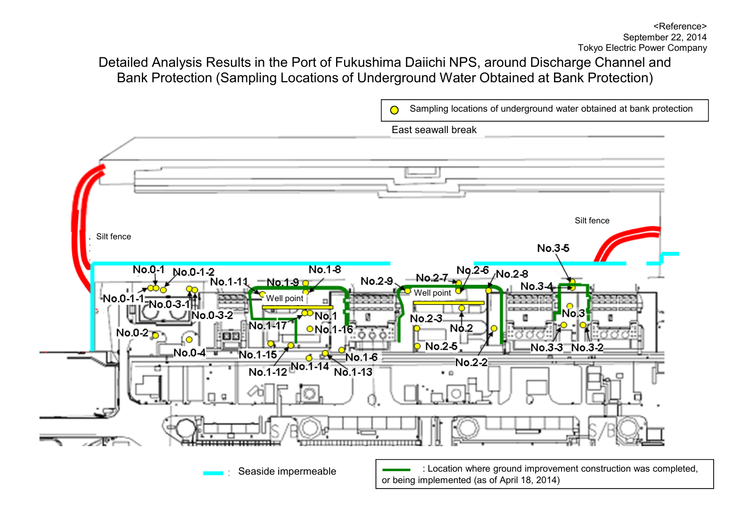<Reference>
September 22, 2014
Tokyo Electric Power Company

# Detailed Analysis Results in the Port of Fukushima Daiichi NPS, around Discharge Channel and Bank Protection (Sampling Locations of Underground Water Obtained at Bank Protection)

○ Sampling locations of underground water obtained at bank protection

East seawall break

Silt fence

Silt fence

No.0-1, No.0-1-1, No.0-1-2, No.0-2, No.0-3-1, No.0-3-2, No.0-4

No.1, No.1-6, No.1-8, No.1-9, No.1-11, No.1-12, No.1-13, No.1-14, No.1-15, No.1-16, No.1-17

No.2, No.2-2, No.2-3, No.2-5, No.2-6, No.2-7, No.2-8, No.2-9

No.3, No.3-2, No.3-3, No.3-4, No.3-5

Well point

Well point

S/B

S/B

: Seaside impermeable

: Location where ground improvement construction was completed, or being implemented (as of April 18, 2014)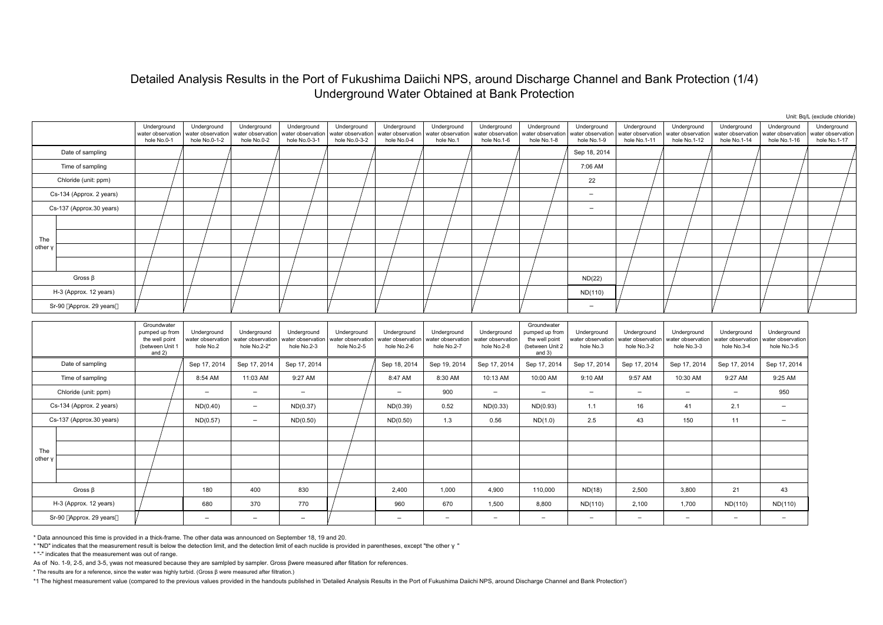# Detailed Analysis Results in the Port of Fukushima Daiichi NPS, around Discharge Channel and Bank Protection (1/4)

## Underground Water Obtained at Bank Protection

Unit: Bq/L (exclude chloride)

| | | Underground water observation hole No.0-1 | Underground water observation hole No.0-1-2 | Underground water observation hole No.0-2 | Underground water observation hole No.0-3-1 | Underground water observation hole No.0-3-2 | Underground water observation hole No.0-4 | Underground water observation hole No.1 | Underground water observation hole No.1-6 | Underground water observation hole No.1-8 | Underground water observation hole No.1-9 | Underground water observation hole No.1-11 | Underground water observation hole No.1-12 | Underground water observation hole No.1-14 | Underground water observation hole No.1-16 | Underground water observation hole No.1-17 |
|---|---|---|---|---|---|---|---|---|---|---|---|---|---|---|---|---|
| Date of sampling | | | | | | | | | | | Sep 18, 2014 | | | | | |
| Time of sampling | | | | | | | | | | | 7:06 AM | | | | | |
| Chloride (unit: ppm) | | | | | | | | | | | 22 | | | | | |
| Cs-134 (Approx. 2 years) | | | | | | | | | | | – | | | | | |
| Cs-137 (Approx.30 years) | | | | | | | | | | | – | | | | | |
| The other γ | | | | | | | | | | | | | | | | |
| | | | | | | | | | | | | | | | | |
| | | | | | | | | | | | | | | | | |
| | | | | | | | | | | | | | | | | |
| Gross β | | | | | | | | | | | ND(22) | | | | | |
| H-3 (Approx. 12 years) | | | | | | | | | | | ND(110) | | | | | |
| Sr-90 (Approx. 29 years) | | | | | | | | | | | – | | | | | |

| | | Groundwater pumped up from the well point (between Unit 1 and 2) | Underground water observation hole No.2 | Underground water observation hole No.2-2* | Underground water observation hole No.2-3 | Underground water observation hole No.2-5 | Underground water observation hole No.2-6 | Underground water observation hole No.2-7 | Underground water observation hole No.2-8 | Groundwater pumped up from the well point (between Unit 2 and 3) | Underground water observation hole No.3 | Underground water observation hole No.3-2 | Underground water observation hole No.3-3 | Underground water observation hole No.3-4 | Underground water observation hole No.3-5 |
|---|---|---|---|---|---|---|---|---|---|---|---|---|---|---|---|
| Date of sampling | | | Sep 17, 2014 | Sep 17, 2014 | Sep 17, 2014 | | Sep 18, 2014 | Sep 19, 2014 | Sep 17, 2014 | Sep 17, 2014 | Sep 17, 2014 | Sep 17, 2014 | Sep 17, 2014 | Sep 17, 2014 | Sep 17, 2014 |
| Time of sampling | | | 8:54 AM | 11:03 AM | 9:27 AM | | 8:47 AM | 8:30 AM | 10:13 AM | 10:00 AM | 9:10 AM | 9:57 AM | 10:30 AM | 9:27 AM | 9:25 AM |
| Chloride (unit: ppm) | | | – | – | – | | – | 900 | – | – | – | – | – | – | 950 |
| Cs-134 (Approx. 2 years) | | | ND(0.40) | – | ND(0.37) | | ND(0.39) | 0.52 | ND(0.33) | ND(0.93) | 1.1 | 16 | 41 | 2.1 | – |
| Cs-137 (Approx.30 years) | | | ND(0.57) | – | ND(0.50) | | ND(0.50) | 1.3 | 0.56 | ND(1.0) | 2.5 | 43 | 150 | 11 | – |
| The other γ | | | | | | | | | | | | | | | |
| | | | | | | | | | | | | | | | |
| | | | | | | | | | | | | | | | |
| | | | | | | | | | | | | | | | |
| Gross β | | | 180 | 400 | 830 | | 2,400 | 1,000 | 4,900 | 110,000 | ND(18) | 2,500 | 3,800 | 21 | 43 |
| H-3 (Approx. 12 years) | | | 680 | 370 | 770 | | 960 | 670 | 1,500 | 8,800 | ND(110) | 2,100 | 1,700 | ND(110) | ND(110) |
| Sr-90 (Approx. 29 years) | | | – | – | – | | – | – | – | – | – | – | – | – | – |

* Data announced this time is provided in a thick-frame. The other data was announced on September 18, 19 and 20.

* "ND" indicates that the measurement result is below the detection limit, and the detection limit of each nuclide is provided in parentheses, except "the other γ "

* "-" indicates that the measurement was out of range.

As of No. 1-9, 2-5, and 3-5, γwas not measured because they are samlpled by sampler. Gross βwere measured after filtation for references.

* The results are for a reference, since the water was highly turbid. (Gross β were measured after filtration.)

*1 The highest measurement value (compared to the previous values provided in the handouts published in 'Detailed Analysis Results in the Port of Fukushima Daiichi NPS, around Discharge Channel and Bank Protection')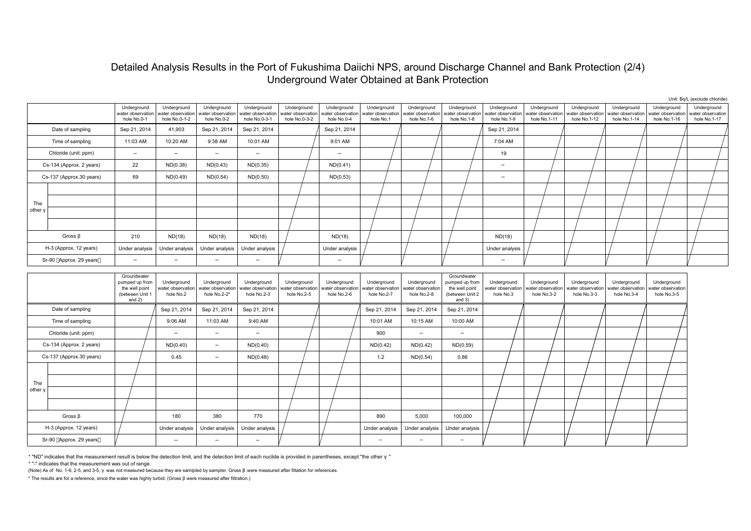# Detailed Analysis Results in the Port of Fukushima Daiichi NPS, around Discharge Channel and Bank Protection (2/4)

## Underground Water Obtained at Bank Protection

Unit: Bq/L (exclude chloride)

| | | Underground water observation hole No.0-1 | Underground water observation hole No.0-1-2 | Underground water observation hole No.0-2 | Underground water observation hole No.0-3-1 | Underground water observation hole No.0-3-2 | Underground water observation hole No.0-4 | Underground water observation hole No.1 | Underground water observation hole No.1-6 | Underground water observation hole No.1-8 | Underground water observation hole No.1-9 | Underground water observation hole No.1-11 | Underground water observation hole No.1-12 | Underground water observation hole No.1-14 | Underground water observation hole No.1-16 | Underground water observation hole No.1-17 |
|---|---|---|---|---|---|---|---|---|---|---|---|---|---|---|---|---|
| Date of sampling | | Sep 21, 2014 | 41,903 | Sep 21, 2014 | Sep 21, 2014 | | Sep 21, 2014 | | | | Sep 21, 2014 | | | | | |
| Time of sampling | | 11:03 AM | 10:20 AM | 9:38 AM | 10:01 AM | | 9:01 AM | | | | 7:04 AM | | | | | |
| Chloride (unit: ppm) | | − | − | − | − | | − | | | | 19 | | | | | |
| Cs-134 (Approx. 2 years) | | 22 | ND(0.38) | ND(0.43) | ND(0.35) | | ND(0.41) | | | | − | | | | | |
| Cs-137 (Approx.30 years) | | 69 | ND(0.49) | ND(0.54) | ND(0.50) | | ND(0.53) | | | | − | | | | | |
| The other γ | | | | | | | | | | | | | | | | |
| | | | | | | | | | | | | | | | | |
| | | | | | | | | | | | | | | | | |
| | | | | | | | | | | | | | | | | |
| Gross β | | 210 | ND(18) | ND(18) | ND(18) | | ND(18) | | | | ND(18) | | | | | |
| H-3 (Approx. 12 years) | | Under analysis | Under analysis | Under analysis | Under analysis | | Under analysis | | | | Under analysis | | | | | |
| Sr-90 （Approx. 29 years） | | − | − | − | − | | − | | | | − | | | | | |

| | | Groundwater pumped up from the well point (between Unit 1 and 2) | Underground water observation hole No.2 | Underground water observation hole No.2-2* | Underground water observation hole No.2-3 | Underground water observation hole No.2-5 | Underground water observation hole No.2-6 | Underground water observation hole No.2-7 | Underground water observation hole No.2-8 | Groundwater pumped up from the well point (between Unit 2 and 3) | Underground water observation hole No.3 | Underground water observation hole No.3-2 | Underground water observation hole No.3-3 | Underground water observation hole No.3-4 | Underground water observation hole No.3-5 |
|---|---|---|---|---|---|---|---|---|---|---|---|---|---|---|---|
| Date of sampling | | | Sep 21, 2014 | Sep 21, 2014 | Sep 21, 2014 | | | Sep 21, 2014 | Sep 21, 2014 | Sep 21, 2014 | | | | | |
| Time of sampling | | | 9:06 AM | 11:03 AM | 9:40 AM | | | 10:01 AM | 10:15 AM | 10:00 AM | | | | | |
| Chloride (unit: ppm) | | | − | − | − | | | 900 | − | − | | | | | |
| Cs-134 (Approx. 2 years) | | | ND(0.40) | − | ND(0.40) | | | ND(0.42) | ND(0.42) | ND(0.59) | | | | | |
| Cs-137 (Approx.30 years) | | | 0.45 | − | ND(0.48) | | | 1.2 | ND(0.54) | 0.86 | | | | | |
| The other γ | | | | | | | | | | | | | | | |
| | | | | | | | | | | | | | | | |
| | | | | | | | | | | | | | | | |
| | | | | | | | | | | | | | | | |
| Gross β | | | 180 | 380 | 770 | | | 890 | 5,000 | 100,000 | | | | | |
| H-3 (Approx. 12 years) | | | Under analysis | Under analysis | Under analysis | | | Under analysis | Under analysis | Under analysis | | | | | |
| Sr-90 （Approx. 29 years） | | | − | − | − | | | − | − | − | | | | | |

* "ND" indicates that the measurement result is below the detection limit, and the detection limit of each nuclide is provided in parentheses, except "the other γ "

* "-" indicates that the measurement was out of range.

(Note) As of No. 1-9, 2-5, and 3-5, γ was not measured because they are samlpled by sampler. Gross β were measured after filtation for references.

* The results are for a reference, since the water was highly turbid. (Gross β were measured after filtration.)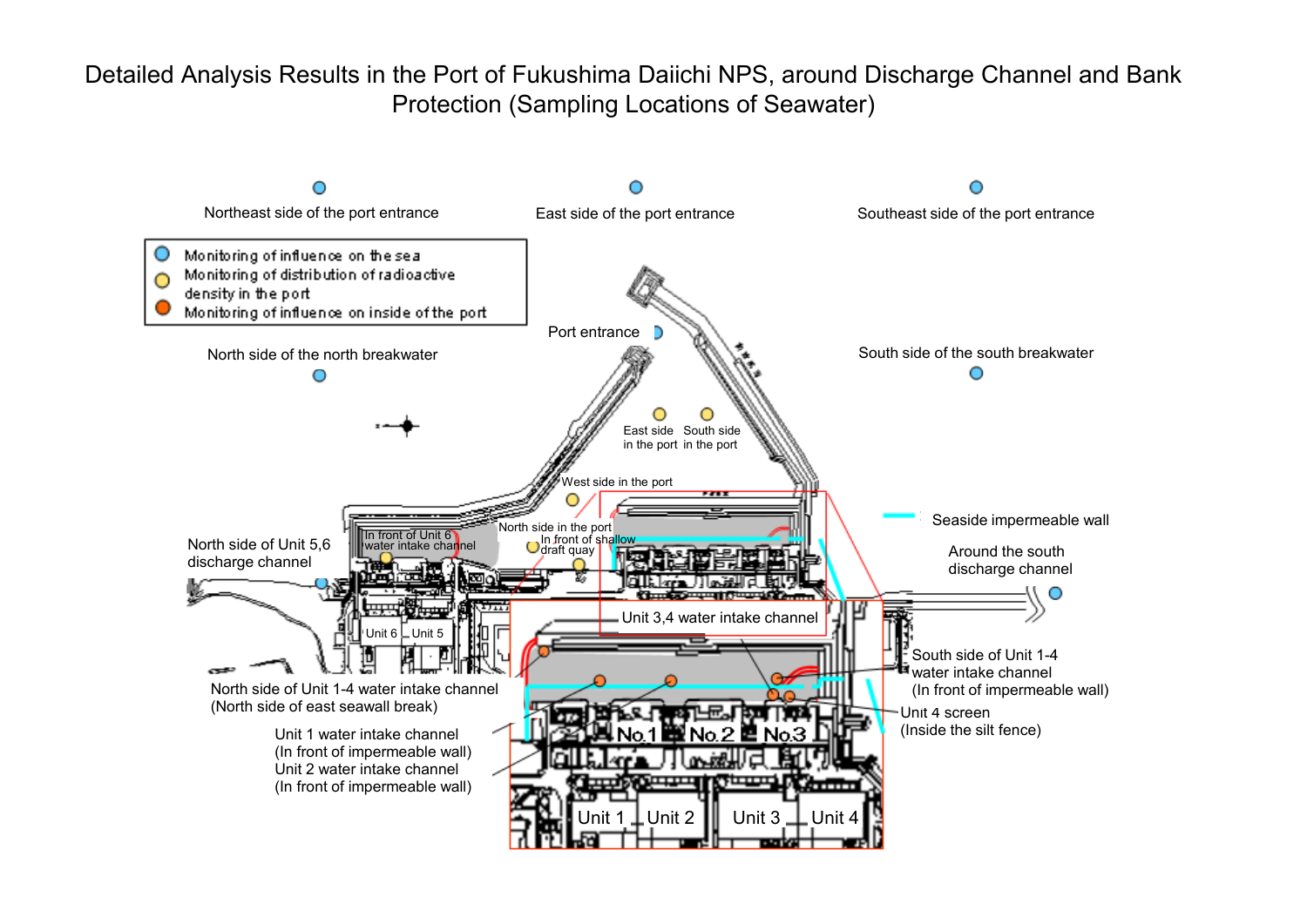# Detailed Analysis Results in the Port of Fukushima Daiichi NPS, around Discharge Channel and Bank Protection (Sampling Locations of Seawater)

Legend:
- Monitoring of influence on the sea
- Monitoring of distribution of radioactive density in the port
- Monitoring of influence on inside of the port
- Seaside impermeable wall

Sampling locations:

- Northeast side of the port entrance
- East side of the port entrance
- Southeast side of the port entrance
- Port entrance
- North side of the north breakwater
- South side of the south breakwater
- East side in the port
- South side in the port
- West side in the port
- North side in the port
- In front of shallow draft quay
- In front of Unit 6 water intake channel
- North side of Unit 5,6 discharge channel
- Around the south discharge channel
- Unit 3,4 water intake channel
- North side of Unit 1-4 water intake channel (North side of east seawall break)
- Unit 1 water intake channel (In front of impermeable wall)
- Unit 2 water intake channel (In front of impermeable wall)
- South side of Unit 1-4 water intake channel (In front of impermeable wall)
- Unit 4 screen (Inside the silt fence)

Unit 6, Unit 5, Unit 1, Unit 2, Unit 3, Unit 4, No.1, No.2, No.3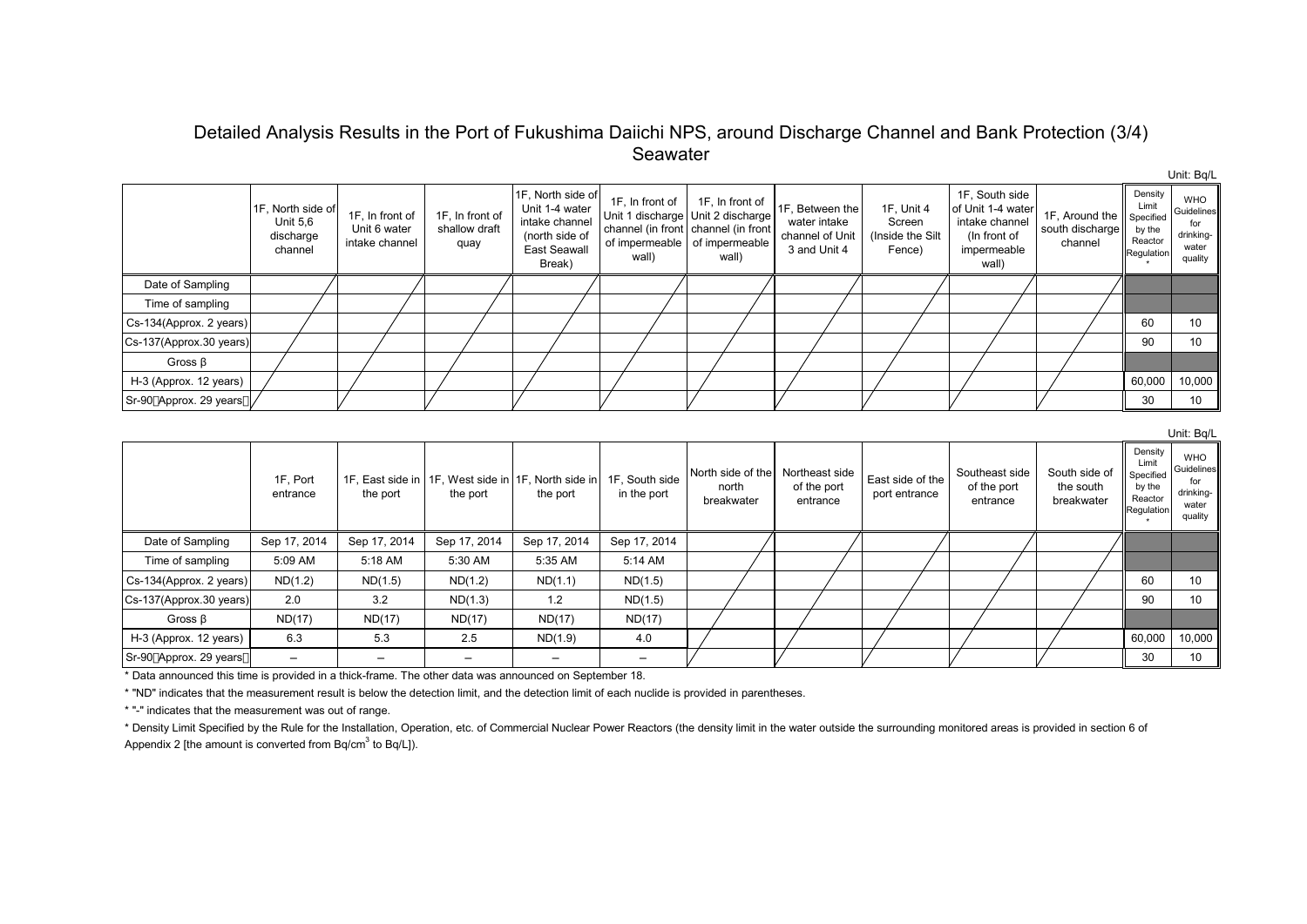# Detailed Analysis Results in the Port of Fukushima Daiichi NPS, around Discharge Channel and Bank Protection (3/4)

## Seawater

Unit: Bq/L

| | 1F, North side of Unit 5,6 discharge channel | 1F, In front of Unit 6 water intake channel | 1F, In front of shallow draft quay | 1F, North side of Unit 1-4 water intake channel (north side of East Seawall Break) | 1F, In front of Unit 1 discharge channel (in front of impermeable wall) | 1F, In front of Unit 2 discharge channel (in front of impermeable wall) | 1F, Between the water intake channel of Unit 3 and Unit 4 | 1F, Unit 4 Screen (Inside the Silt Fence) | 1F, South side of Unit 1-4 water intake channel (In front of impermeable wall) | 1F, Around the south discharge channel | Density Limit Specified by the Reactor Regulation * | WHO Guidelines for drinking-water quality |
|---|---|---|---|---|---|---|---|---|---|---|---|---|
| Date of Sampling | | | | | | | | | | | | |
| Time of sampling | | | | | | | | | | | | |
| Cs-134(Approx. 2 years) | | | | | | | | | | | 60 | 10 |
| Cs-137(Approx.30 years) | | | | | | | | | | | 90 | 10 |
| Gross β | | | | | | | | | | | | |
| H-3 (Approx. 12 years) | | | | | | | | | | | 60,000 | 10,000 |
| Sr-90(Approx. 29 years) | | | | | | | | | | | 30 | 10 |

Unit: Bq/L

| | 1F, Port entrance | 1F, East side in the port | 1F, West side in the port | 1F, North side in the port | 1F, South side in the port | North side of the north breakwater | Northeast side of the port entrance | East side of the port entrance | Southeast side of the port entrance | South side of the south breakwater | Density Limit Specified by the Reactor Regulation * | WHO Guidelines for drinking-water quality |
|---|---|---|---|---|---|---|---|---|---|---|---|---|
| Date of Sampling | Sep 17, 2014 | Sep 17, 2014 | Sep 17, 2014 | Sep 17, 2014 | Sep 17, 2014 | | | | | | | |
| Time of sampling | 5:09 AM | 5:18 AM | 5:30 AM | 5:35 AM | 5:14 AM | | | | | | | |
| Cs-134(Approx. 2 years) | ND(1.2) | ND(1.5) | ND(1.2) | ND(1.1) | ND(1.5) | | | | | | 60 | 10 |
| Cs-137(Approx.30 years) | 2.0 | 3.2 | ND(1.3) | 1.2 | ND(1.5) | | | | | | 90 | 10 |
| Gross β | ND(17) | ND(17) | ND(17) | ND(17) | ND(17) | | | | | | | |
| H-3 (Approx. 12 years) | 6.3 | 5.3 | 2.5 | ND(1.9) | 4.0 | | | | | | 60,000 | 10,000 |
| Sr-90(Approx. 29 years) | – | – | – | – | – | | | | | | 30 | 10 |

* Data announced this time is provided in a thick-frame. The other data was announced on September 18.

* "ND" indicates that the measurement result is below the detection limit, and the detection limit of each nuclide is provided in parentheses.

* "-" indicates that the measurement was out of range.

* Density Limit Specified by the Rule for the Installation, Operation, etc. of Commercial Nuclear Power Reactors (the density limit in the water outside the surrounding monitored areas is provided in section 6 of Appendix 2 [the amount is converted from $Bq/cm^3$ to Bq/L]).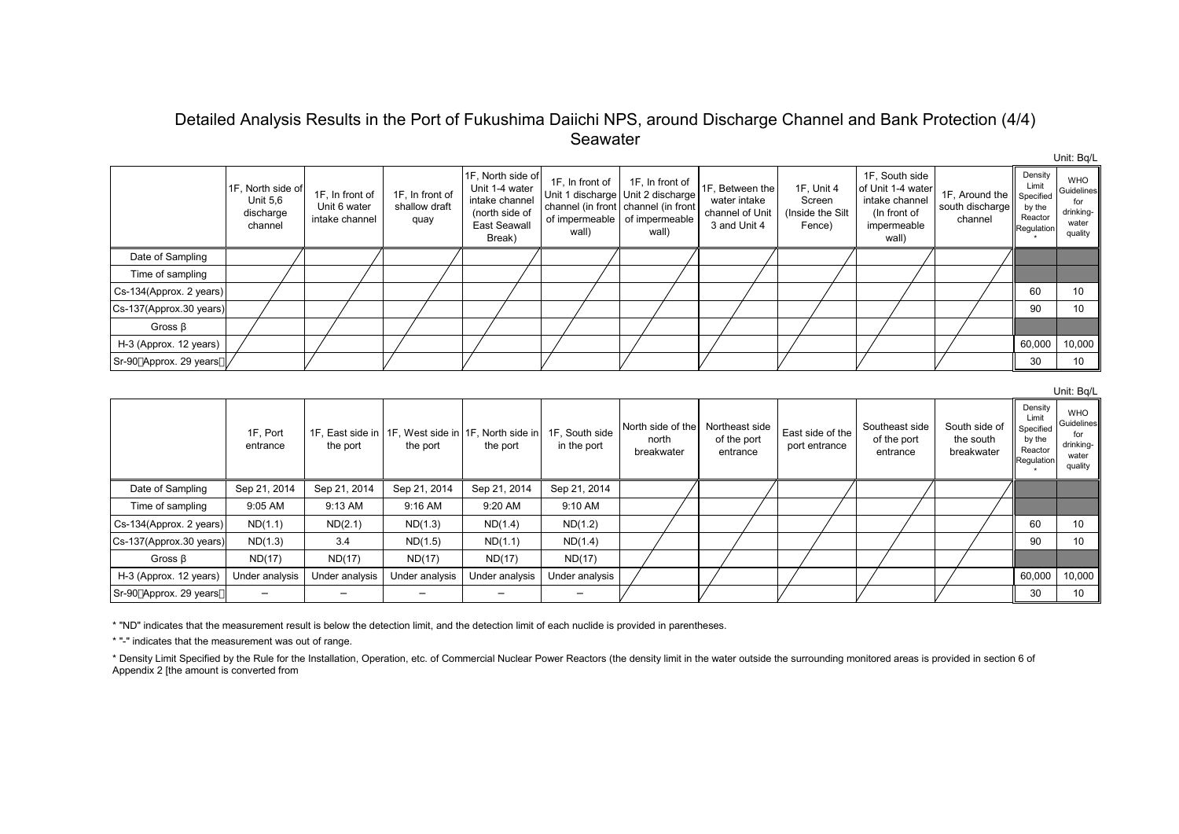# Detailed Analysis Results in the Port of Fukushima Daiichi NPS, around Discharge Channel and Bank Protection (4/4)

## Seawater

Unit: Bq/L

| | 1F, North side of Unit 5,6 discharge channel | 1F, In front of Unit 6 water intake channel | 1F, In front of shallow draft quay | 1F, North side of Unit 1-4 water intake channel (north side of East Seawall Break) | 1F, In front of Unit 1 discharge channel (in front of impermeable wall) | 1F, In front of Unit 2 discharge channel (in front of impermeable wall) | 1F, Between the water intake channel of Unit 3 and Unit 4 | 1F, Unit 4 Screen (Inside the Silt Fence) | 1F, South side of Unit 1-4 water intake channel (In front of impermeable wall) | 1F, Around the south discharge channel | Density Limit Specified by the Reactor Regulation * | WHO Guidelines for drinking-water quality |
|---|---|---|---|---|---|---|---|---|---|---|---|---|
| Date of Sampling | | | | | | | | | | | | |
| Time of sampling | | | | | | | | | | | | |
| Cs-134(Approx. 2 years) | | | | | | | | | | | 60 | 10 |
| Cs-137(Approx.30 years) | | | | | | | | | | | 90 | 10 |
| Gross β | | | | | | | | | | | | |
| H-3 (Approx. 12 years) | | | | | | | | | | | 60,000 | 10,000 |
| Sr-90（Approx. 29 years） | | | | | | | | | | | 30 | 10 |

Unit: Bq/L

| | 1F, Port entrance | 1F, East side in the port | 1F, West side in the port | 1F, North side in the port | 1F, South side in the port | North side of the north breakwater | Northeast side of the port entrance | East side of the port entrance | Southeast side of the port entrance | South side of the south breakwater | Density Limit Specified by the Reactor Regulation * | WHO Guidelines for drinking-water quality |
|---|---|---|---|---|---|---|---|---|---|---|---|---|
| Date of Sampling | Sep 21, 2014 | Sep 21, 2014 | Sep 21, 2014 | Sep 21, 2014 | Sep 21, 2014 | | | | | | | |
| Time of sampling | 9:05 AM | 9:13 AM | 9:16 AM | 9:20 AM | 9:10 AM | | | | | | | |
| Cs-134(Approx. 2 years) | ND(1.1) | ND(2.1) | ND(1.3) | ND(1.4) | ND(1.2) | | | | | | 60 | 10 |
| Cs-137(Approx.30 years) | ND(1.3) | 3.4 | ND(1.5) | ND(1.1) | ND(1.4) | | | | | | 90 | 10 |
| Gross β | ND(17) | ND(17) | ND(17) | ND(17) | ND(17) | | | | | | | |
| H-3 (Approx. 12 years) | Under analysis | Under analysis | Under analysis | Under analysis | Under analysis | | | | | | 60,000 | 10,000 |
| Sr-90（Approx. 29 years） | － | － | － | － | － | | | | | | 30 | 10 |

* "ND" indicates that the measurement result is below the detection limit, and the detection limit of each nuclide is provided in parentheses.

* "-" indicates that the measurement was out of range.

* Density Limit Specified by the Rule for the Installation, Operation, etc. of Commercial Nuclear Power Reactors (the density limit in the water outside the surrounding monitored areas is provided in section 6 of Appendix 2 [the amount is converted from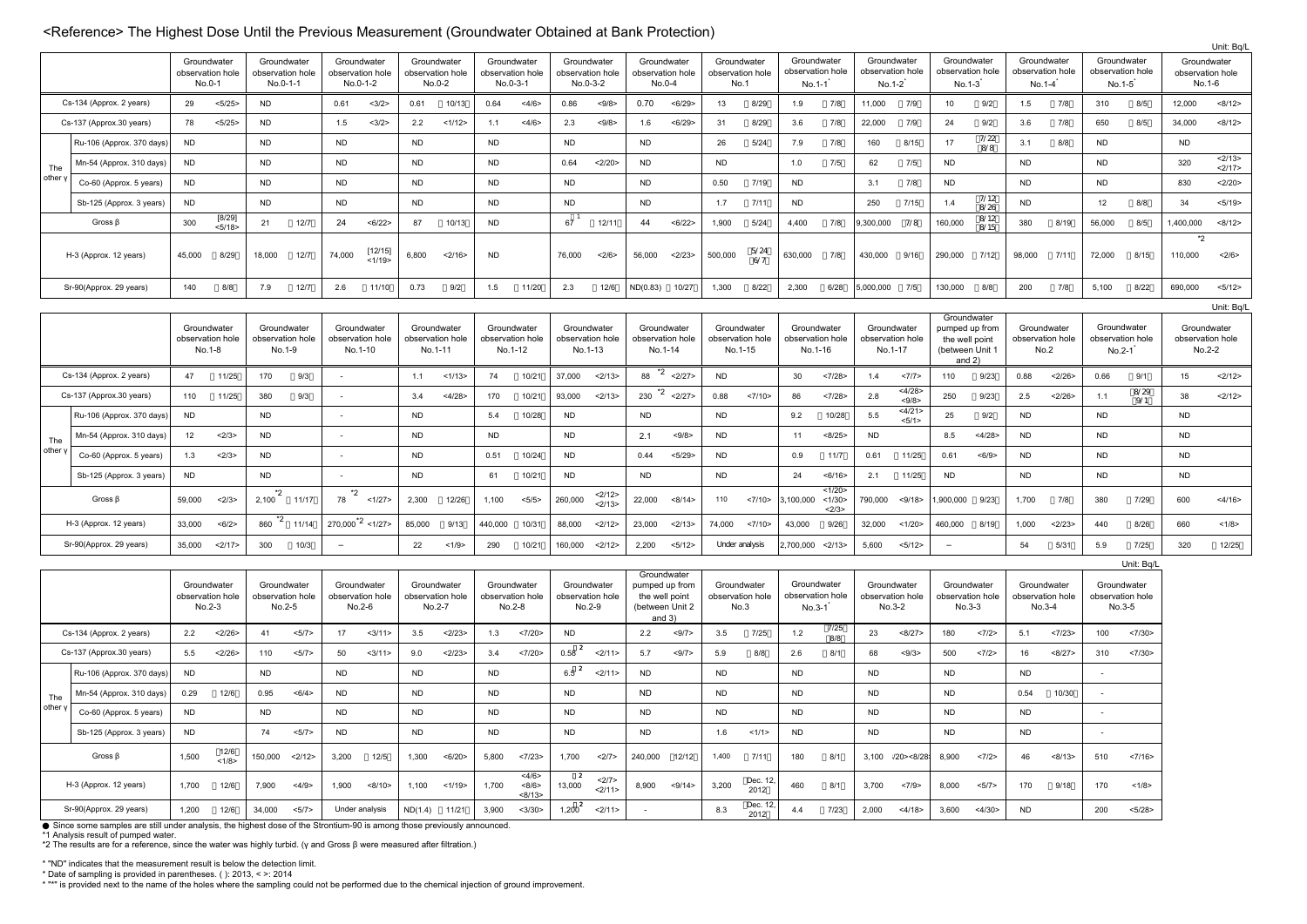# <Reference> The Highest Dose Until the Previous Measurement (Groundwater Obtained at Bank Protection)

Unit: Bq/L

| | | Groundwater observation hole No.0-1 | Groundwater observation hole No.0-1-1 | Groundwater observation hole No.0-1-2 | Groundwater observation hole No.0-2 | Groundwater observation hole No.0-3-1 | Groundwater observation hole No.0-3-2 | Groundwater observation hole No.0-4 | Groundwater observation hole No.1 | Groundwater observation hole No.1-1* | Groundwater observation hole No.1-2* | Groundwater observation hole No.1-3* | Groundwater observation hole No.1-4* | Groundwater observation hole No.1-5* | Groundwater observation hole No.1-6 |
|---|---|---|---|---|---|---|---|---|---|---|---|---|---|---|---|
| Cs-134 (Approx. 2 years) | | 29 <5/25> | ND | 0.61 <3/2> | 0.61 (10/13) | 0.64 <4/6> | 0.86 <9/8> | 0.70 <6/29> | 13 (8/29) | 1.9 (7/8) | 11,000 (7/9) | 10 (9/2) | 1.5 (7/8) | 310 (8/5) | 12,000 <8/12> |
| Cs-137 (Approx.30 years) | | 78 <5/25> | ND | 1.5 <3/2> | 2.2 <1/12> | 1.1 <4/6> | 2.3 <9/8> | 1.6 <6/29> | 31 (8/29) | 3.6 (7/8) | 22,000 (7/9) | 24 (9/2) | 3.6 (7/8) | 650 (8/5) | 34,000 <8/12> |
| The other γ | Ru-106 (Approx. 370 days) | ND | ND | ND | ND | ND | ND | ND | 26 (5/24) | 7.9 (7/8) | 160 (8/15) | 17 (7/22)(8/8) | 3.1 (8/8) | ND | ND |
| | Mn-54 (Approx. 310 days) | ND | ND | ND | ND | ND | 0.64 <2/20> | ND | ND | 1.0 (7/5) | 62 (7/5) | ND | ND | ND | 320 <2/13> <2/17> |
| | Co-60 (Approx. 5 years) | ND | ND | ND | ND | ND | ND | ND | 0.50 (7/19) | ND | 3.1 (7/8) | ND | ND | ND | 830 <2/20> |
| | Sb-125 (Approx. 3 years) | ND | ND | ND | ND | ND | ND | ND | 1.7 (7/11) | ND | 250 (7/15) | 1.4 (7/12)(8/26) | ND | 12 (8/8) | 34 <5/19> |
| Gross β | | 300 [8/29] <5/18> | 21 (12/7) | 24 <6/22> | 87 (10/13) | ND | 67*1 (12/11) | 44 <6/22> | 1,900 (5/24) | 4,400 (7/8) | 9,300,000 (7/8) | 160,000 (8/12)(8/15) | 380 (8/19) | 56,000 (8/5) | 1,400,000 <8/12> |
| H-3 (Approx. 12 years) | | 45,000 (8/29) | 18,000 (12/7) | 74,000 [12/15] <1/19> | 6,800 <2/16> | ND | 76,000 <2/6> | 56,000 <2/23> | 500,000 (5/24)(6/7) | 630,000 (7/8) | 430,000 (9/16) | 290,000 (7/12) | 98,000 (7/11) | 72,000 (8/15) | 110,000*2 <2/6> |
| Sr-90(Approx. 29 years) | | 140 (8/8) | 7.9 (12/7) | 2.6 (11/10) | 0.73 (9/2) | 1.5 (11/20) | 2.3 (12/6) | ND(0.83) (10/27) | 1,300 (8/22) | 2,300 (6/28) | 5,000,000 (7/5) | 130,000 (8/8) | 200 (7/8) | 5,100 (8/22) | 690,000 <5/12> |

Unit: Bq/L

| | | Groundwater observation hole No.1-8 | Groundwater observation hole No.1-9 | Groundwater observation hole No.1-10 | Groundwater observation hole No.1-11 | Groundwater observation hole No.1-12 | Groundwater observation hole No.1-13 | Groundwater observation hole No.1-14 | Groundwater observation hole No.1-15 | Groundwater observation hole No.1-16 | Groundwater observation hole No.1-17 | Groundwater pumped up from the well point (between Unit 1 and 2) | Groundwater observation hole No.2 | Groundwater observation hole No.2-1* | Groundwater observation hole No.2-2 |
|---|---|---|---|---|---|---|---|---|---|---|---|---|---|---|---|
| Cs-134 (Approx. 2 years) | | 47 (11/25) | 170 (9/3) | - | 1.1 <1/13> | 74 (10/21) | 37,000 <2/13> | 88*2 <2/27> | ND | 30 <7/28> | 1.4 <7/7> | 110 (9/23) | 0.88 <2/26> | 0.66 (9/1) | 15 <2/12> |
| Cs-137 (Approx.30 years) | | 110 (11/25) | 380 (9/3) | - | 3.4 <4/28> | 170 (10/21) | 93,000 <2/13> | 230*2 <2/27> | 0.88 <7/10> | 86 <7/28> | 2.8 <4/28> <9/8> | 250 (9/23) | 2.5 <2/26> | 1.1 (8/29)(9/1) | 38 <2/12> |
| The other γ | Ru-106 (Approx. 370 days) | ND | ND | - | ND | 5.4 (10/28) | ND | ND | ND | 9.2 (10/28) | 5.5 <4/21> <5/1> | 25 (9/2) | ND | ND | ND |
| | Mn-54 (Approx. 310 days) | 12 <2/3> | ND | - | ND | ND | ND | 2.1 <9/8> | ND | 11 <8/25> | ND | 8.5 <4/28> | ND | ND | ND |
| | Co-60 (Approx. 5 years) | 1.3 <2/3> | ND | - | ND | 0.51 (10/24) | ND | 0.44 <5/29> | ND | 0.9 (11/7) | 0.61 (11/25) | 0.61 <6/9> | ND | ND | ND |
| | Sb-125 (Approx. 3 years) | ND | ND | - | ND | 61 (10/21) | ND | ND | ND | 24 <6/16> | 2.1 (11/25) | ND | ND | ND | ND |
| Gross β | | 59,000 <2/3> | 2,100*2 (11/17) | 78*2 <1/27> | 2,300 (12/26) | 1,100 <5/5> | 260,000 <2/12> <2/13> | 22,000 <8/14> | 110 <7/10> | 3,100,000 <1/20> <1/30> <2/3> | 790,000 <9/18> | 1,900,000 (9/23) | 1,700 (7/8) | 380 (7/29) | 600 <4/16> |
| H-3 (Approx. 12 years) | | 33,000 <6/2> | 860*2 (11/14) | 270,000*2 <1/27> | 85,000 (9/13) | 440,000 (10/31) | 88,000 <2/12> | 23,000 <2/13> | 74,000 <7/10> | 43,000 (9/26) | 32,000 <1/20> | 460,000 (8/19) | 1,000 <2/23> | 440 (8/26) | 660 <1/8> |
| Sr-90(Approx. 29 years) | | 35,000 <2/17> | 300 (10/3) | – | 22 <1/9> | 290 (10/21) | 160,000 <2/12> | 2,200 <5/12> | Under analysis | 2,700,000 <2/13> | 5,600 <5/12> | – | 54 (5/31) | 5.9 (7/25) | 320 (12/25) |

Unit: Bq/L

| | | Groundwater observation hole No.2-3 | Groundwater observation hole No.2-5 | Groundwater observation hole No.2-6 | Groundwater observation hole No.2-7 | Groundwater observation hole No.2-8 | Groundwater observation hole No.2-9 | Groundwater pumped up from the well point (between Unit 2 and 3) | Groundwater observation hole No.3 | Groundwater observation hole No.3-1* | Groundwater observation hole No.3-2 | Groundwater observation hole No.3-3 | Groundwater observation hole No.3-4 | Groundwater observation hole No.3-5 |
|---|---|---|---|---|---|---|---|---|---|---|---|---|---|---|
| Cs-134 (Approx. 2 years) | | 2.2 <2/26> | 41 <5/7> | 17 <3/11> | 3.5 <2/23> | 1.3 <7/20> | ND | 2.2 <9/7> | 3.5 (7/25) | 1.2 (7/25)(8/8) | 23 <8/27> | 180 <7/2> | 5.1 <7/23> | 100 <7/30> |
| Cs-137 (Approx.30 years) | | 5.5 <2/26> | 110 <5/7> | 50 <3/11> | 9.0 <2/23> | 3.4 <7/20> | 0.58*2 <2/11> | 5.7 <9/7> | 5.9 (8/8) | 2.6 (8/1) | 68 <9/3> | 500 <7/2> | 16 <8/27> | 310 <7/30> |
| The other γ | Ru-106 (Approx. 370 days) | ND | ND | ND | ND | ND | 6.9*2 <2/11> | ND | ND | ND | ND | ND | ND | - |
| | Mn-54 (Approx. 310 days) | 0.29 (12/6) | 0.95 <6/4> | ND | ND | ND | ND | ND | ND | ND | ND | ND | 0.54 (10/30) | - |
| | Co-60 (Approx. 5 years) | ND | ND | ND | ND | ND | ND | ND | ND | ND | ND | ND | ND | - |
| | Sb-125 (Approx. 3 years) | ND | 74 <5/7> | ND | ND | ND | ND | ND | 1.6 <1/1> | ND | ND | ND | ND | - |
| Gross β | | 1,500 (12/6) <1/8> | 150,000 <2/12> | 3,200 (12/5) | 1,300 <6/20> | 5,800 <7/23> | 1,700 <2/7> | 240,000 (12/12) | 1,400 (7/11) | 180 (8/1) | 3,100 <7/20><8/28> | 8,900 <7/2> | 46 <8/13> | 510 <7/16> |
| H-3 (Approx. 12 years) | | 1,700 (12/6) | 7,900 <4/9> | 1,900 <8/10> | 1,100 <1/19> | 1,700 <4/6> <8/6> <8/13> | *2 13,000 <2/7> <2/11> | 8,900 <9/14> | 3,200 (Dec. 12, 2012) | 460 (8/1) | 3,700 <7/9> | 8,000 <5/7> | 170 (9/18) | 170 <1/8> |
| Sr-90(Approx. 29 years) | | 1,200 (12/6) | 34,000 <5/7> | Under analysis | ND(1.4) (11/21) | 3,900 <3/30> | 1,200*2 <2/11> | - | 8.3 (Dec. 12, 2012) | 4.4 (7/23) | 2,000 <4/18> | 3,600 <4/30> | ND | 200 <5/28> |

● Since some samples are still under analysis, the highest dose of the Strontium-90 is among those previously announced.

*1 Analysis result of pumped water.

*2 The results are for a reference, since the water was highly turbid. (γ and Gross β were measured after filtration.)

* "ND" indicates that the measurement result is below the detection limit.

* Date of sampling is provided in parentheses. ( ): 2013, < >: 2014

* "*" is provided next to the name of the holes where the sampling could not be performed due to the chemical injection of ground improvement.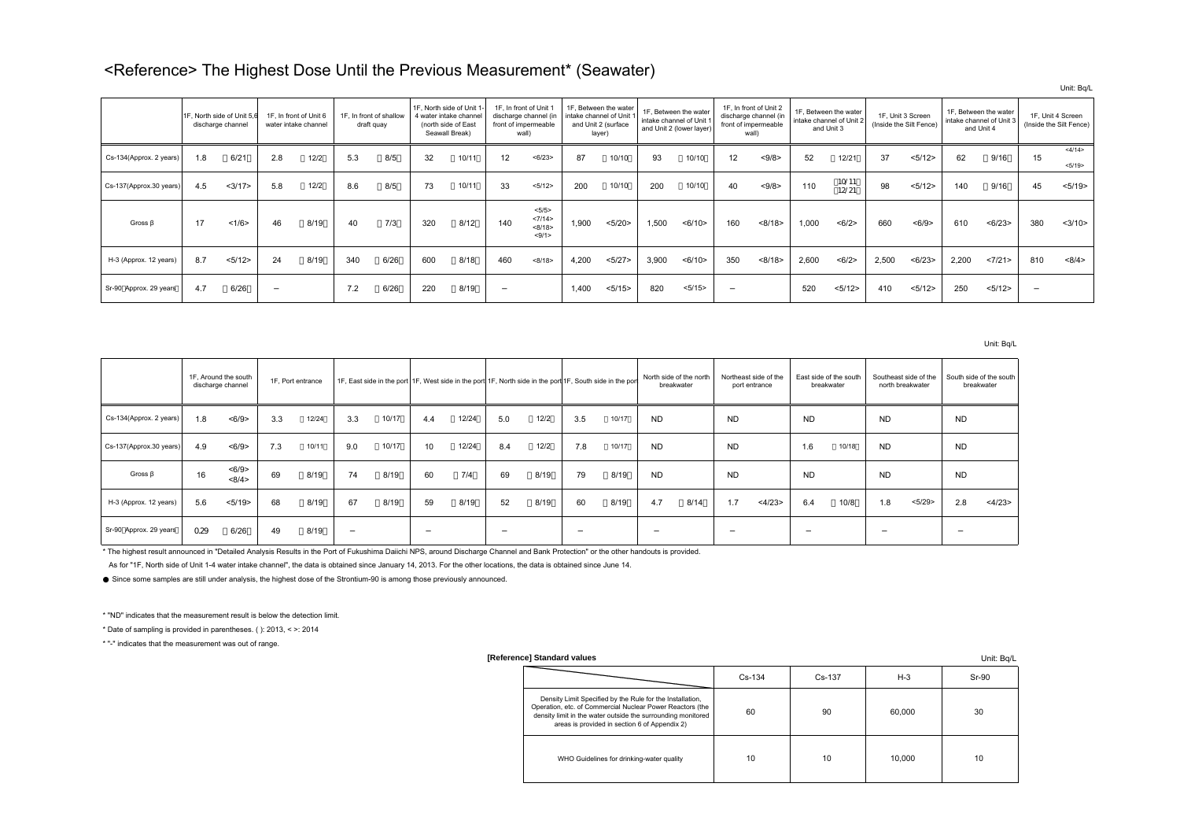# <Reference> The Highest Dose Until the Previous Measurement* (Seawater)

Unit: Bq/L

| | 1F, North side of Unit 5,6 discharge channel | | 1F, In front of Unit 6 water intake channel | | 1F, In front of shallow draft quay | | 1F, North side of Unit 1-4 water intake channel (north side of East Seawall Break) | | 1F, In front of Unit 1 discharge channel (in front of impermeable wall) | | 1F, Between the water intake channel of Unit 1 and Unit 2 (surface layer) | | 1F, Between the water intake channel of Unit 1 and Unit 2 (lower layer) | | 1F, In front of Unit 2 discharge channel (in front of impermeable wall) | | 1F, Between the water intake channel of Unit 2 and Unit 3 | | 1F, Unit 3 Screen (Inside the Silt Fence) | | 1F, Between the water intake channel of Unit 3 and Unit 4 | | 1F, Unit 4 Screen (Inside the Silt Fence) | |
|---|---|---|---|---|---|---|---|---|---|---|---|---|---|---|---|---|---|---|---|---|---|---|---|---|
| Cs-134(Approx. 2 years) | 1.8 | (6/21) | 2.8 | (12/2) | 5.3 | (8/5) | 32 | (10/11) | 12 | <6/23> | 87 | (10/10) | 93 | (10/10) | 12 | <9/8> | 52 | (12/21) | 37 | <5/12> | 62 | (9/16) | 15 | <4/14> <5/19> |
| Cs-137(Approx.30 years) | 4.5 | <3/17> | 5.8 | (12/2) | 8.6 | (8/5) | 73 | (10/11) | 33 | <5/12> | 200 | (10/10) | 200 | (10/10) | 40 | <9/8> | 110 | (10/11) (12/21) | 98 | <5/12> | 140 | (9/16) | 45 | <5/19> |
| Gross β | 17 | <1/6> | 46 | (8/19) | 40 | (7/3) | 320 | (8/12) | 140 | <5/5> <7/14> <8/18> <9/1> | 1,900 | <5/20> | 1,500 | <6/10> | 160 | <8/18> | 1,000 | <6/2> | 660 | <6/9> | 610 | <6/23> | 380 | <3/10> |
| H-3 (Approx. 12 years) | 8.7 | <5/12> | 24 | (8/19) | 340 | (6/26) | 600 | (8/18) | 460 | <8/18> | 4,200 | <5/27> | 3,900 | <6/10> | 350 | <8/18> | 2,600 | <6/2> | 2,500 | <6/23> | 2,200 | <7/21> | 810 | <8/4> |
| Sr-90(Approx. 29 years) | 4.7 | (6/26) | – | | 7.2 | (6/26) | 220 | (8/19) | – | | 1,400 | <5/15> | 820 | <5/15> | – | | 520 | <5/12> | 410 | <5/12> | 250 | <5/12> | – | |

Unit: Bq/L

| | 1F, Around the south discharge channel | | 1F, Port entrance | | 1F, East side in the port | | 1F, West side in the port | | 1F, North side in the port | | 1F, South side in the port | | North side of the north breakwater | | Northeast side of the port entrance | | East side of the south breakwater | | Southeast side of the north breakwater | | South side of the south breakwater | |
|---|---|---|---|---|---|---|---|---|---|---|---|---|---|---|---|---|---|---|---|---|---|---|
| Cs-134(Approx. 2 years) | 1.8 | <6/9> | 3.3 | (12/24) | 3.3 | (10/17) | 4.4 | (12/24) | 5.0 | (12/2) | 3.5 | (10/17) | ND | | ND | | ND | | ND | | ND | |
| Cs-137(Approx.30 years) | 4.9 | <6/9> | 7.3 | (10/11) | 9.0 | (10/17) | 10 | (12/24) | 8.4 | (12/2) | 7.8 | (10/17) | ND | | ND | | 1.6 | (10/18) | ND | | ND | |
| Gross β | 16 | <6/9> <8/4> | 69 | (8/19) | 74 | (8/19) | 60 | (7/4) | 69 | (8/19) | 79 | (8/19) | ND | | ND | | ND | | ND | | ND | |
| H-3 (Approx. 12 years) | 5.6 | <5/19> | 68 | (8/19) | 67 | (8/19) | 59 | (8/19) | 52 | (8/19) | 60 | (8/19) | 4.7 | (8/14) | 1.7 | <4/23> | 6.4 | (10/8) | 1.8 | <5/29> | 2.8 | <4/23> |
| Sr-90(Approx. 29 years) | 0.29 | (6/26) | 49 | (8/19) | – | | – | | – | | – | | – | | – | | – | | – | | – | |

* The highest result announced in "Detailed Analysis Results in the Port of Fukushima Daiichi NPS, around Discharge Channel and Bank Protection" or the other handouts is provided.

As for "1F, North side of Unit 1-4 water intake channel", the data is obtained since January 14, 2013. For the other locations, the data is obtained since June 14.

● Since some samples are still under analysis, the highest dose of the Strontium-90 is among those previously announced.

* "ND" indicates that the measurement result is below the detection limit.

* Date of sampling is provided in parentheses. ( ): 2013, < >: 2014

* "-" indicates that the measurement was out of range.

**[Reference] Standard values**

Unit: Bq/L

| | Cs-134 | Cs-137 | H-3 | Sr-90 |
|---|---|---|---|---|
| Density Limit Specified by the Rule for the Installation, Operation, etc. of Commercial Nuclear Power Reactors (the density limit in the water outside the surrounding monitored areas is provided in section 6 of Appendix 2) | 60 | 90 | 60,000 | 30 |
| WHO Guidelines for drinking-water quality | 10 | 10 | 10,000 | 10 |